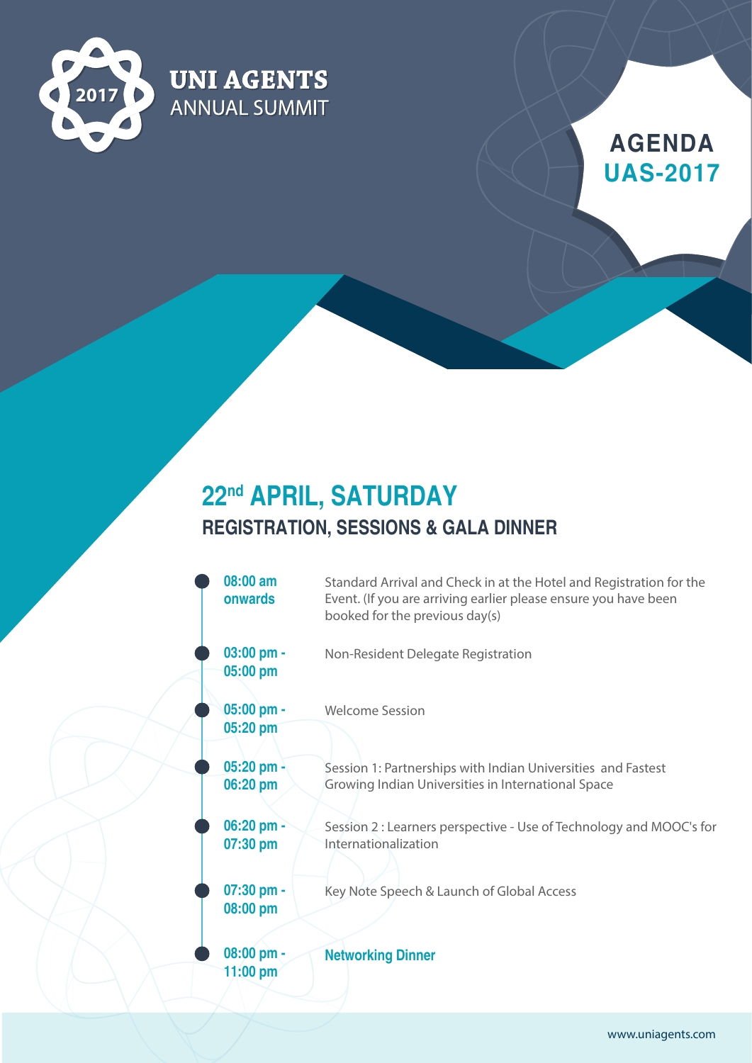2017

**UNI AGENTS**
ANNUAL SUMMIT

# AGENDA
## UAS-2017

## 22nd APRIL, SATURDAY

### REGISTRATION, SESSIONS & GALA DINNER

| Time | Event |
|---|---|
| **08:00 am onwards** | Standard Arrival and Check in at the Hotel and Registration for the Event. (If you are arriving earlier please ensure you have been booked for the previous day(s) |
| **03:00 pm - 05:00 pm** | Non-Resident Delegate Registration |
| **05:00 pm - 05:20 pm** | Welcome Session |
| **05:20 pm - 06:20 pm** | Session 1: Partnerships with Indian Universities and Fastest Growing Indian Universities in International Space |
| **06:20 pm - 07:30 pm** | Session 2 : Learners perspective - Use of Technology and MOOC's for Internationalization |
| **07:30 pm - 08:00 pm** | Key Note Speech & Launch of Global Access |
| **08:00 pm - 11:00 pm** | **Networking Dinner** |

www.uniagents.com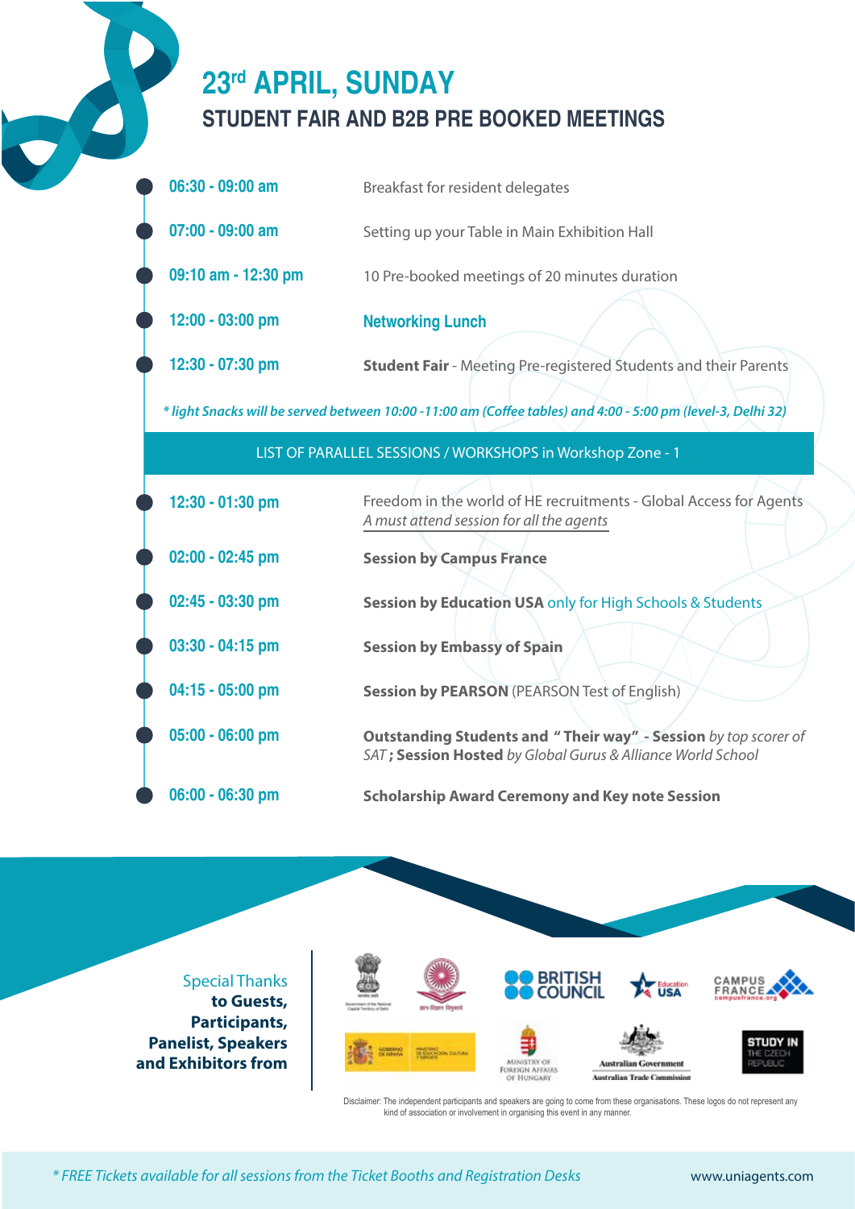# 23rd APRIL, SUNDAY

## STUDENT FAIR AND B2B PRE BOOKED MEETINGS

| | |
|---|---|
| 06:30 - 09:00 am | Breakfast for resident delegates |
| 07:00 - 09:00 am | Setting up your Table in Main Exhibition Hall |
| 09:10 am - 12:30 pm | 10 Pre-booked meetings of 20 minutes duration |
| 12:00 - 03:00 pm | **Networking Lunch** |
| 12:30 - 07:30 pm | **Student Fair** - Meeting Pre-registered Students and their Parents |

*\* light Snacks will be served between 10:00 -11:00 am (Coffee tables) and 4:00 - 5:00 pm (level-3, Delhi 32)*

### LIST OF PARALLEL SESSIONS / WORKSHOPS in Workshop Zone - 1

| | |
|---|---|
| 12:30 - 01:30 pm | Freedom in the world of HE recruitments - Global Access for Agents<br>*A must attend session for all the agents* |
| 02:00 - 02:45 pm | **Session by Campus France** |
| 02:45 - 03:30 pm | **Session by Education USA** only for High Schools & Students |
| 03:30 - 04:15 pm | **Session by Embassy of Spain** |
| 04:15 - 05:00 pm | **Session by PEARSON** (PEARSON Test of English) |
| 05:00 - 06:00 pm | **Outstanding Students and " Their way" - Session** *by top scorer of SAT* **; Session Hosted** *by Global Gurus & Alliance World School* |
| 06:00 - 06:30 pm | **Scholarship Award Ceremony and Key note Session** |

Special Thanks **to Guests, Participants, Panelist, Speakers and Exhibitors from**

BRITISH COUNCIL · Education USA · CAMPUS FRANCE campusfrance.org · Ministry of Foreign Affairs of Hungary · Australian Government Australian Trade Commission · STUDY IN THE CZECH REPUBLIC

Disclaimer: The independent participants and speakers are going to come from these organisations. These logos do not represent any kind of association or involvement in organising this event in any manner.

*\* FREE Tickets available for all sessions from the Ticket Booths and Registration Desks*

www.uniagents.com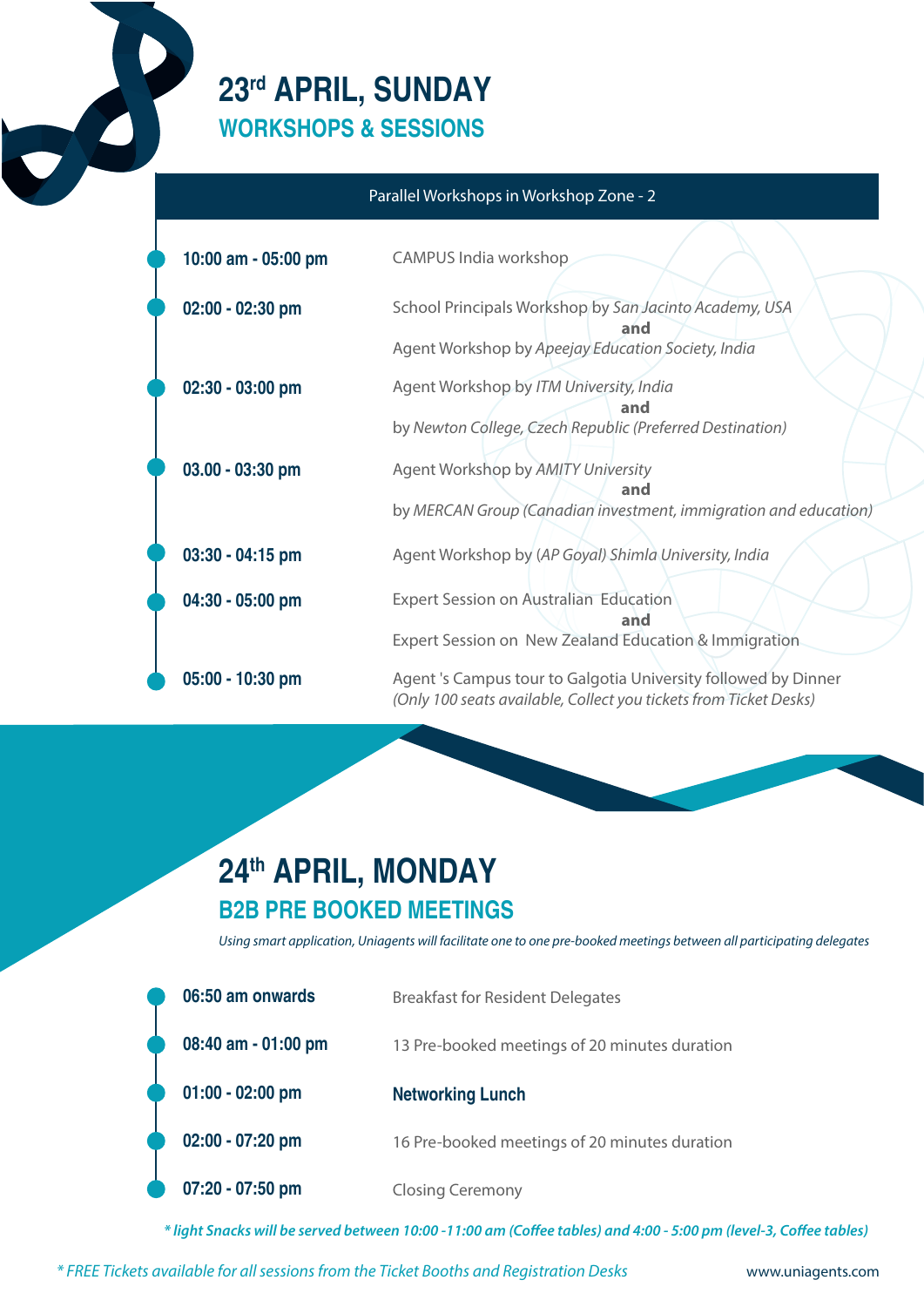# 23rd APRIL, SUNDAY

## WORKSHOPS & SESSIONS

**Parallel Workshops in Workshop Zone - 2**

| Time | Session |
|---|---|
| **10:00 am - 05:00 pm** | CAMPUS India workshop |
| **02:00 - 02:30 pm** | School Principals Workshop by *San Jacinto Academy, USA* **and** Agent Workshop by *Apeejay Education Society, India* |
| **02:30 - 03:00 pm** | Agent Workshop by *ITM University, India* **and** by *Newton College, Czech Republic (Preferred Destination)* |
| **03.00 - 03:30 pm** | Agent Workshop by *AMITY University* **and** by *MERCAN Group (Canadian investment, immigration and education)* |
| **03:30 - 04:15 pm** | Agent Workshop by *(AP Goyal) Shimla University, India* |
| **04:30 - 05:00 pm** | Expert Session on Australian Education **and** Expert Session on New Zealand Education & Immigration |
| **05:00 - 10:30 pm** | Agent 's Campus tour to Galgotia University followed by Dinner *(Only 100 seats available, Collect you tickets from Ticket Desks)* |

# 24th APRIL, MONDAY

## B2B PRE BOOKED MEETINGS

*Using smart application, Uniagents will facilitate one to one pre-booked meetings between all participating delegates*

| Time | Session |
|---|---|
| **06:50 am onwards** | Breakfast for Resident Delegates |
| **08:40 am - 01:00 pm** | 13 Pre-booked meetings of 20 minutes duration |
| **01:00 - 02:00 pm** | **Networking Lunch** |
| **02:00 - 07:20 pm** | 16 Pre-booked meetings of 20 minutes duration |
| **07:20 - 07:50 pm** | Closing Ceremony |

*** light Snacks will be served between 10:00 -11:00 am (Coffee tables) and 4:00 - 5:00 pm (level-3, Coffee tables)***

** FREE Tickets available for all sessions from the Ticket Booths and Registration Desks*

www.uniagents.com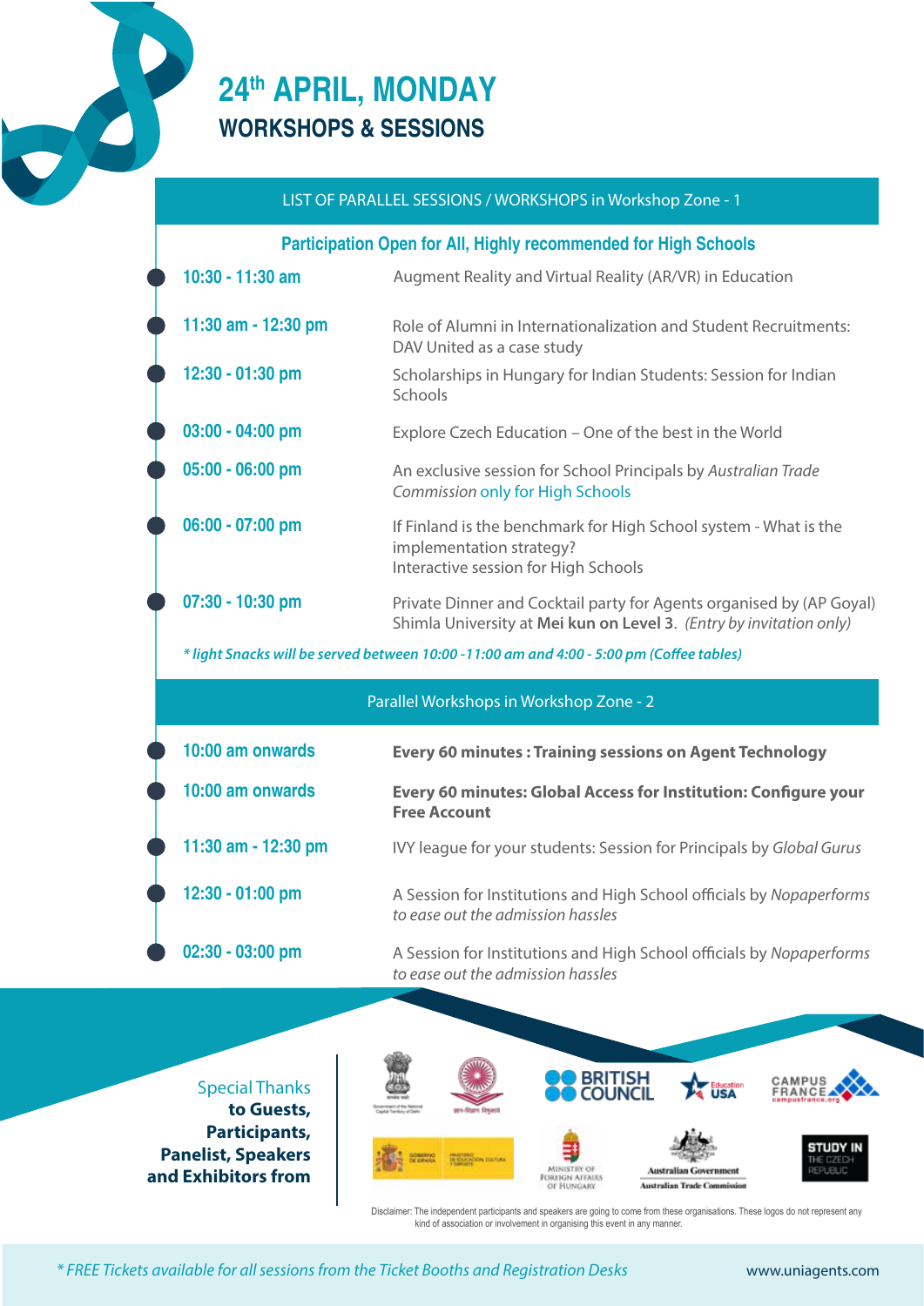# 24th APRIL, MONDAY

## WORKSHOPS & SESSIONS

### LIST OF PARALLEL SESSIONS / WORKSHOPS in Workshop Zone - 1

**Participation Open for All, Highly recommended for High Schools**

| | |
|---|---|
| **10:30 - 11:30 am** | Augment Reality and Virtual Reality (AR/VR) in Education |
| **11:30 am - 12:30 pm** | Role of Alumni in Internationalization and Student Recruitments: DAV United as a case study |
| **12:30 - 01:30 pm** | Scholarships in Hungary for Indian Students: Session for Indian Schools |
| **03:00 - 04:00 pm** | Explore Czech Education – One of the best in the World |
| **05:00 - 06:00 pm** | An exclusive session for School Principals by *Australian Trade Commission* only for High Schools |
| **06:00 - 07:00 pm** | If Finland is the benchmark for High School system - What is the implementation strategy? Interactive session for High Schools |
| **07:30 - 10:30 pm** | Private Dinner and Cocktail party for Agents organised by (AP Goyal) Shimla University at **Mei kun on Level 3**. *(Entry by invitation only)* |

*\* light Snacks will be served between 10:00 -11:00 am and 4:00 - 5:00 pm (Coffee tables)*

### Parallel Workshops in Workshop Zone - 2

| | |
|---|---|
| **10:00 am onwards** | **Every 60 minutes : Training sessions on Agent Technology** |
| **10:00 am onwards** | **Every 60 minutes: Global Access for Institution: Configure your Free Account** |
| **11:30 am - 12:30 pm** | IVY league for your students: Session for Principals by *Global Gurus* |
| **12:30 - 01:00 pm** | A Session for Institutions and High School officials by *Nopaperforms to ease out the admission hassles* |
| **02:30 - 03:00 pm** | A Session for Institutions and High School officials by *Nopaperforms to ease out the admission hassles* |

Special Thanks **to Guests, Participants, Panelist, Speakers and Exhibitors from**

BRITISH COUNCIL · Education USA · CAMPUS FRANCE campusfrance.org · Ministry of Foreign Affairs of Hungary · Australian Government Australian Trade Commission · STUDY IN THE CZECH REPUBLIC

Disclaimer: The independent participants and speakers are going to come from these organisations. These logos do not represent any kind of association or involvement in organising this event in any manner.

*\* FREE Tickets available for all sessions from the Ticket Booths and Registration Desks*

www.uniagents.com